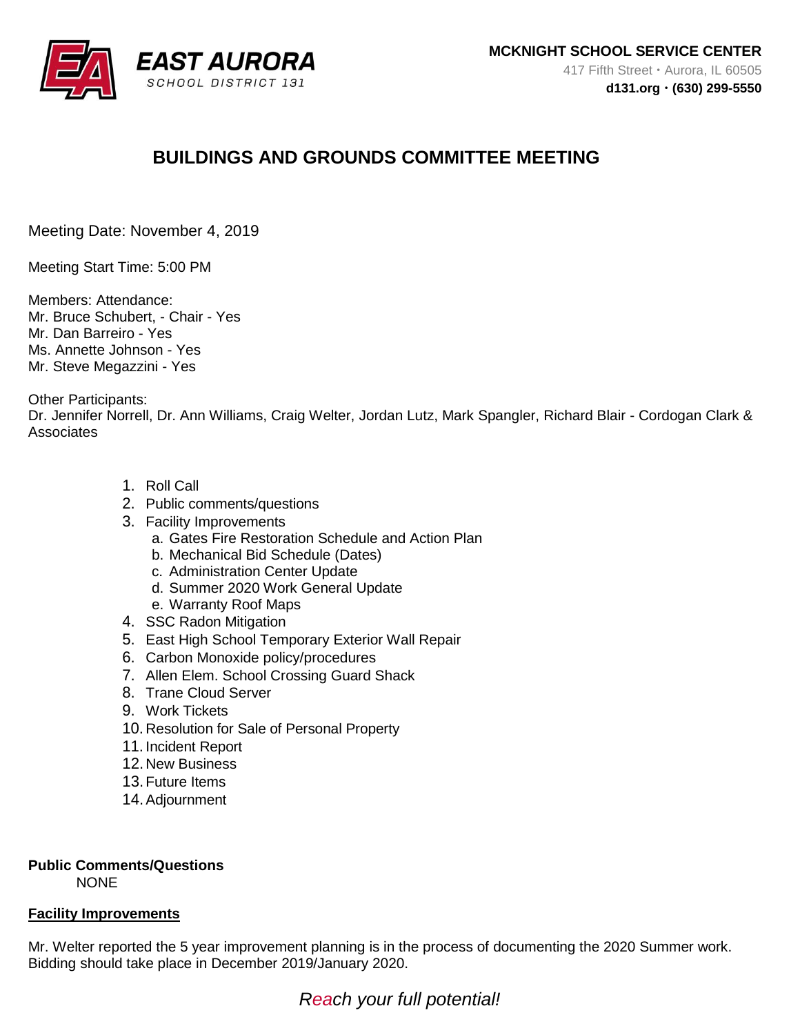**EAST AURORA**
SCHOOL DISTRICT 131

**MCKNIGHT SCHOOL SERVICE CENTER**
417 Fifth Street • Aurora, IL 60505
**d131.org • (630) 299-5550**

# BUILDINGS AND GROUNDS COMMITTEE MEETING

Meeting Date: November 4, 2019

Meeting Start Time: 5:00 PM

Members: Attendance:
Mr. Bruce Schubert, - Chair - Yes
Mr. Dan Barreiro - Yes
Ms. Annette Johnson - Yes
Mr. Steve Megazzini - Yes

Other Participants:
Dr. Jennifer Norrell, Dr. Ann Williams, Craig Welter, Jordan Lutz, Mark Spangler, Richard Blair - Cordogan Clark & Associates

1. Roll Call
2. Public comments/questions
3. Facility Improvements
   a. Gates Fire Restoration Schedule and Action Plan
   b. Mechanical Bid Schedule (Dates)
   c. Administration Center Update
   d. Summer 2020 Work General Update
   e. Warranty Roof Maps
4. SSC Radon Mitigation
5. East High School Temporary Exterior Wall Repair
6. Carbon Monoxide policy/procedures
7. Allen Elem. School Crossing Guard Shack
8. Trane Cloud Server
9. Work Tickets
10. Resolution for Sale of Personal Property
11. Incident Report
12. New Business
13. Future Items
14. Adjournment

**Public Comments/Questions**
NONE

**<u>Facility Improvements</u>**

Mr. Welter reported the 5 year improvement planning is in the process of documenting the 2020 Summer work. Bidding should take place in December 2019/January 2020.

*Reach your full potential!*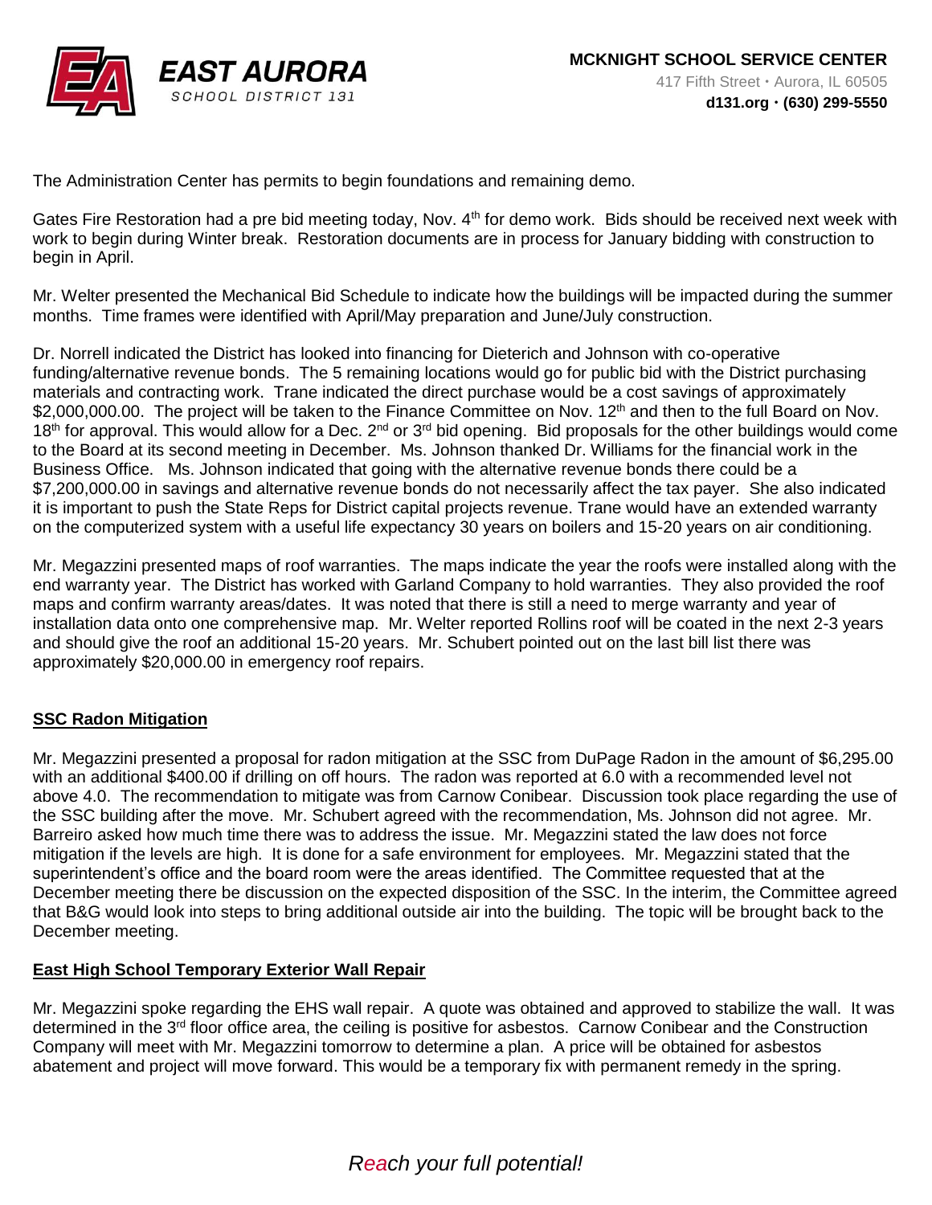The Administration Center has permits to begin foundations and remaining demo.

Gates Fire Restoration had a pre bid meeting today, Nov. 4th for demo work. Bids should be received next week with work to begin during Winter break. Restoration documents are in process for January bidding with construction to begin in April.

Mr. Welter presented the Mechanical Bid Schedule to indicate how the buildings will be impacted during the summer months. Time frames were identified with April/May preparation and June/July construction.

Dr. Norrell indicated the District has looked into financing for Dieterich and Johnson with co-operative funding/alternative revenue bonds. The 5 remaining locations would go for public bid with the District purchasing materials and contracting work. Trane indicated the direct purchase would be a cost savings of approximately $2,000,000.00. The project will be taken to the Finance Committee on Nov. 12th and then to the full Board on Nov. 18th for approval. This would allow for a Dec. 2nd or 3rd bid opening. Bid proposals for the other buildings would come to the Board at its second meeting in December. Ms. Johnson thanked Dr. Williams for the financial work in the Business Office. Ms. Johnson indicated that going with the alternative revenue bonds there could be a $7,200,000.00 in savings and alternative revenue bonds do not necessarily affect the tax payer. She also indicated it is important to push the State Reps for District capital projects revenue. Trane would have an extended warranty on the computerized system with a useful life expectancy 30 years on boilers and 15-20 years on air conditioning.

Mr. Megazzini presented maps of roof warranties. The maps indicate the year the roofs were installed along with the end warranty year. The District has worked with Garland Company to hold warranties. They also provided the roof maps and confirm warranty areas/dates. It was noted that there is still a need to merge warranty and year of installation data onto one comprehensive map. Mr. Welter reported Rollins roof will be coated in the next 2-3 years and should give the roof an additional 15-20 years. Mr. Schubert pointed out on the last bill list there was approximately $20,000.00 in emergency roof repairs.

**SSC Radon Mitigation**

Mr. Megazzini presented a proposal for radon mitigation at the SSC from DuPage Radon in the amount of $6,295.00 with an additional $400.00 if drilling on off hours. The radon was reported at 6.0 with a recommended level not above 4.0. The recommendation to mitigate was from Carnow Conibear. Discussion took place regarding the use of the SSC building after the move. Mr. Schubert agreed with the recommendation, Ms. Johnson did not agree. Mr. Barreiro asked how much time there was to address the issue. Mr. Megazzini stated the law does not force mitigation if the levels are high. It is done for a safe environment for employees. Mr. Megazzini stated that the superintendent's office and the board room were the areas identified. The Committee requested that at the December meeting there be discussion on the expected disposition of the SSC. In the interim, the Committee agreed that B&G would look into steps to bring additional outside air into the building. The topic will be brought back to the December meeting.

**East High School Temporary Exterior Wall Repair**

Mr. Megazzini spoke regarding the EHS wall repair. A quote was obtained and approved to stabilize the wall. It was determined in the 3rd floor office area, the ceiling is positive for asbestos. Carnow Conibear and the Construction Company will meet with Mr. Megazzini tomorrow to determine a plan. A price will be obtained for asbestos abatement and project will move forward. This would be a temporary fix with permanent remedy in the spring.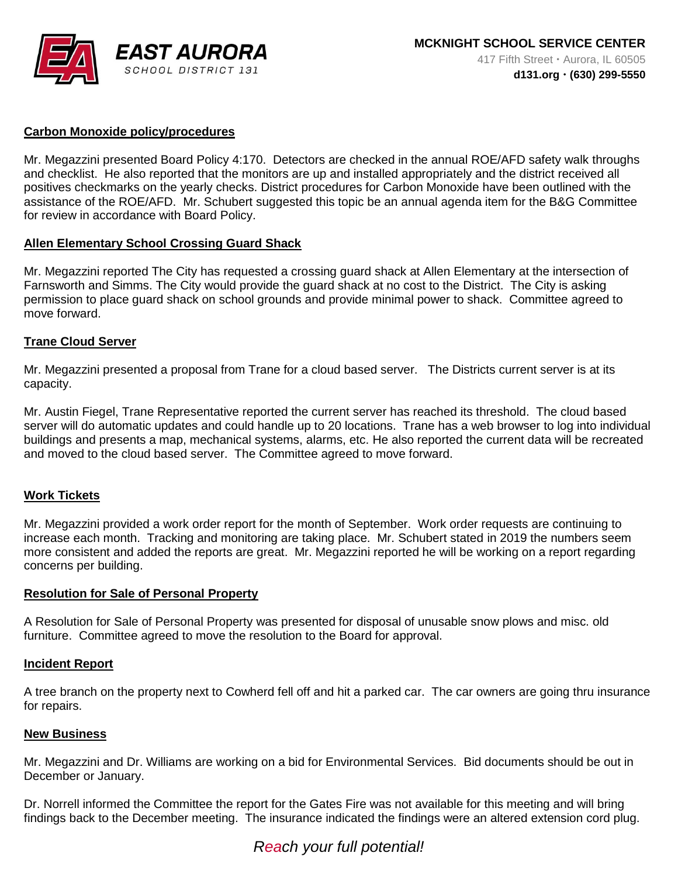**Carbon Monoxide policy/procedures**

Mr. Megazzini presented Board Policy 4:170. Detectors are checked in the annual ROE/AFD safety walk throughs and checklist. He also reported that the monitors are up and installed appropriately and the district received all positives checkmarks on the yearly checks. District procedures for Carbon Monoxide have been outlined with the assistance of the ROE/AFD. Mr. Schubert suggested this topic be an annual agenda item for the B&G Committee for review in accordance with Board Policy.

**Allen Elementary School Crossing Guard Shack**

Mr. Megazzini reported The City has requested a crossing guard shack at Allen Elementary at the intersection of Farnsworth and Simms. The City would provide the guard shack at no cost to the District. The City is asking permission to place guard shack on school grounds and provide minimal power to shack. Committee agreed to move forward.

**Trane Cloud Server**

Mr. Megazzini presented a proposal from Trane for a cloud based server. The Districts current server is at its capacity.

Mr. Austin Fiegel, Trane Representative reported the current server has reached its threshold. The cloud based server will do automatic updates and could handle up to 20 locations. Trane has a web browser to log into individual buildings and presents a map, mechanical systems, alarms, etc. He also reported the current data will be recreated and moved to the cloud based server. The Committee agreed to move forward.

**Work Tickets**

Mr. Megazzini provided a work order report for the month of September. Work order requests are continuing to increase each month. Tracking and monitoring are taking place. Mr. Schubert stated in 2019 the numbers seem more consistent and added the reports are great. Mr. Megazzini reported he will be working on a report regarding concerns per building.

**Resolution for Sale of Personal Property**

A Resolution for Sale of Personal Property was presented for disposal of unusable snow plows and misc. old furniture. Committee agreed to move the resolution to the Board for approval.

**Incident Report**

A tree branch on the property next to Cowherd fell off and hit a parked car. The car owners are going thru insurance for repairs.

**New Business**

Mr. Megazzini and Dr. Williams are working on a bid for Environmental Services. Bid documents should be out in December or January.

Dr. Norrell informed the Committee the report for the Gates Fire was not available for this meeting and will bring findings back to the December meeting. The insurance indicated the findings were an altered extension cord plug.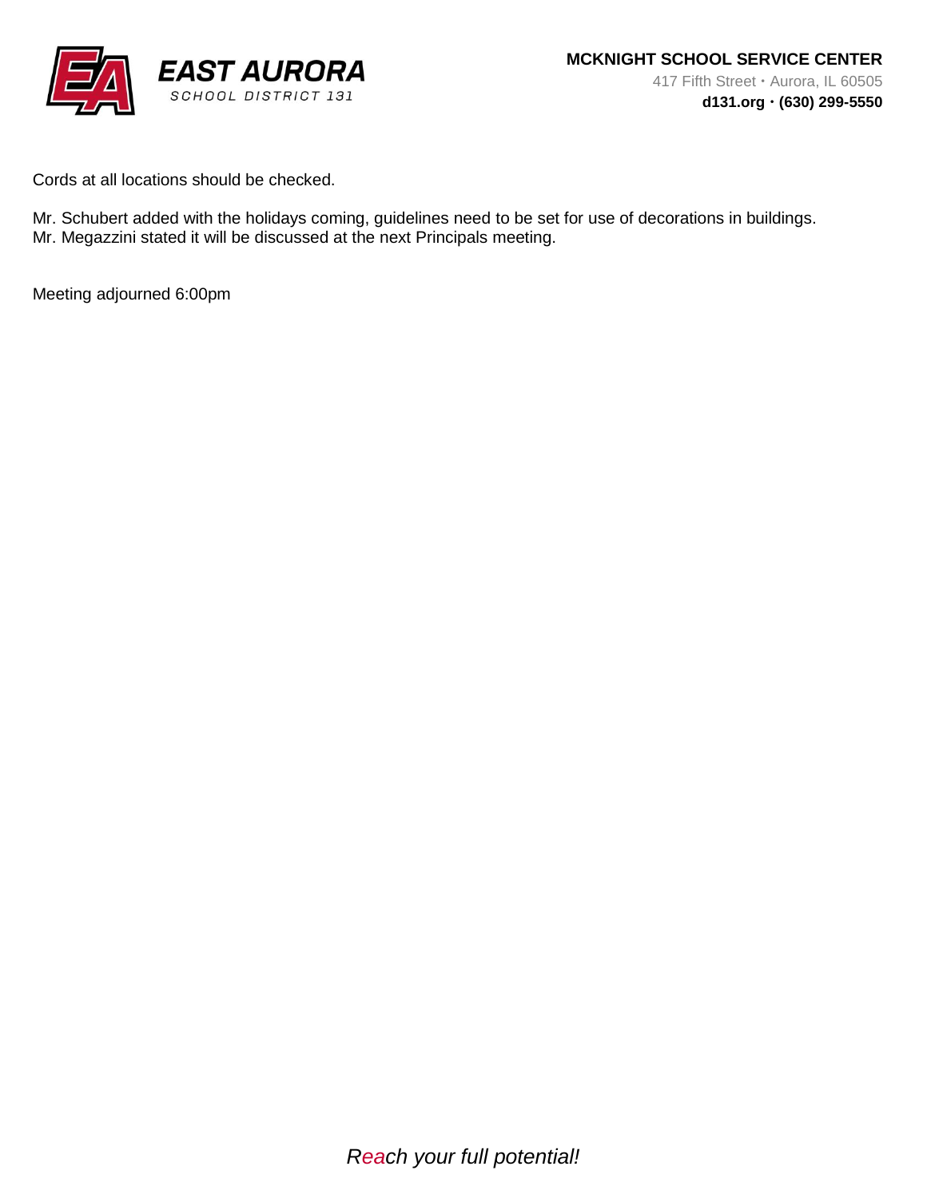Cords at all locations should be checked.

Mr. Schubert added with the holidays coming, guidelines need to be set for use of decorations in buildings.
Mr. Megazzini stated it will be discussed at the next Principals meeting.

Meeting adjourned 6:00pm